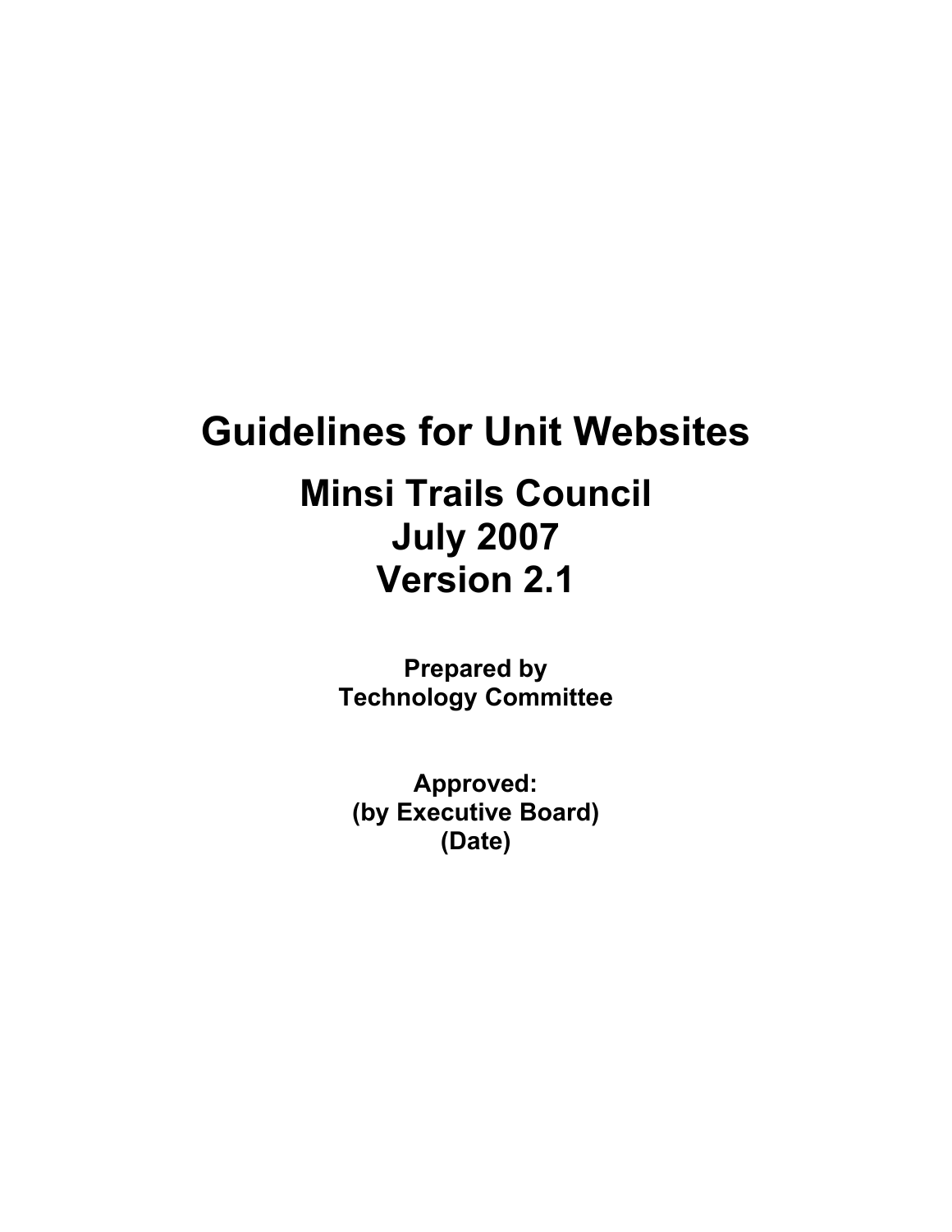# Guidelines for Unit Websites

## Minsi Trails Council
## July 2007
## Version 2.1

**Prepared by**
**Technology Committee**

**Approved:**
**(by Executive Board)**
**(Date)**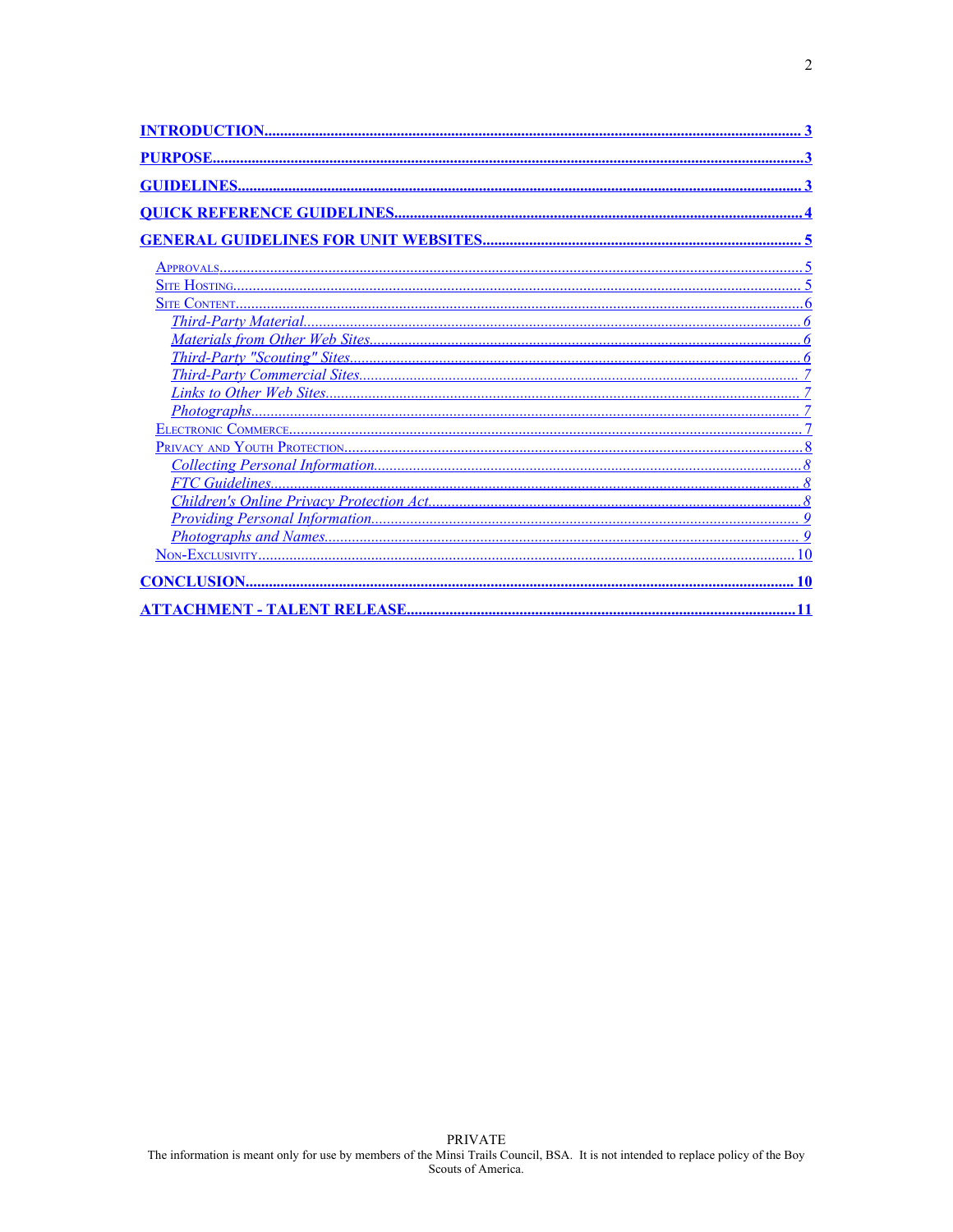**INTRODUCTION** 3

**PURPOSE** 3

**GUIDELINES** 3

**QUICK REFERENCE GUIDELINES** 4

**GENERAL GUIDELINES FOR UNIT WEBSITES** 5

- Approvals 5
- Site Hosting 5
- Site Content 6
  - *Third-Party Material* 6
  - *Materials from Other Web Sites* 6
  - *Third-Party "Scouting" Sites* 6
  - *Third-Party Commercial Sites* 7
  - *Links to Other Web Sites* 7
  - *Photographs* 7
- Electronic Commerce 7
- Privacy and Youth Protection 8
  - *Collecting Personal Information* 8
  - *FTC Guidelines* 8
  - *Children's Online Privacy Protection Act* 8
  - *Providing Personal Information* 9
  - *Photographs and Names* 9
- Non-Exclusivity 10

**CONCLUSION** 10

**ATTACHMENT - TALENT RELEASE** 11

PRIVATE
The information is meant only for use by members of the Minsi Trails Council, BSA. It is not intended to replace policy of the Boy Scouts of America.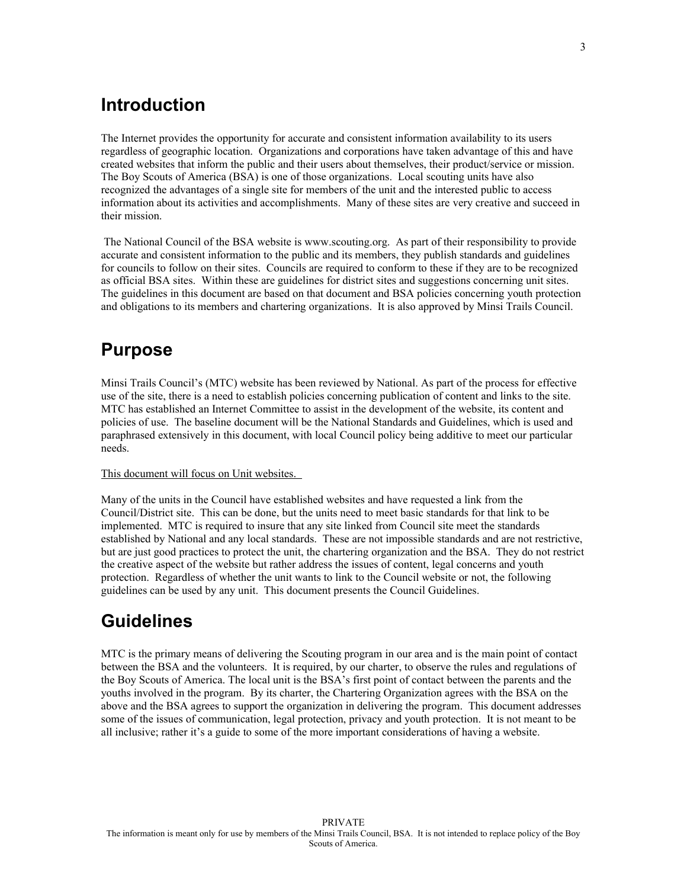## Introduction

The Internet provides the opportunity for accurate and consistent information availability to its users regardless of geographic location. Organizations and corporations have taken advantage of this and have created websites that inform the public and their users about themselves, their product/service or mission. The Boy Scouts of America (BSA) is one of those organizations. Local scouting units have also recognized the advantages of a single site for members of the unit and the interested public to access information about its activities and accomplishments. Many of these sites are very creative and succeed in their mission.

The National Council of the BSA website is www.scouting.org. As part of their responsibility to provide accurate and consistent information to the public and its members, they publish standards and guidelines for councils to follow on their sites. Councils are required to conform to these if they are to be recognized as official BSA sites. Within these are guidelines for district sites and suggestions concerning unit sites. The guidelines in this document are based on that document and BSA policies concerning youth protection and obligations to its members and chartering organizations. It is also approved by Minsi Trails Council.

## Purpose

Minsi Trails Council's (MTC) website has been reviewed by National. As part of the process for effective use of the site, there is a need to establish policies concerning publication of content and links to the site. MTC has established an Internet Committee to assist in the development of the website, its content and policies of use. The baseline document will be the National Standards and Guidelines, which is used and paraphrased extensively in this document, with local Council policy being additive to meet our particular needs.

<u>This document will focus on Unit websites.</u>

Many of the units in the Council have established websites and have requested a link from the Council/District site. This can be done, but the units need to meet basic standards for that link to be implemented. MTC is required to insure that any site linked from Council site meet the standards established by National and any local standards. These are not impossible standards and are not restrictive, but are just good practices to protect the unit, the chartering organization and the BSA. They do not restrict the creative aspect of the website but rather address the issues of content, legal concerns and youth protection. Regardless of whether the unit wants to link to the Council website or not, the following guidelines can be used by any unit. This document presents the Council Guidelines.

## Guidelines

MTC is the primary means of delivering the Scouting program in our area and is the main point of contact between the BSA and the volunteers. It is required, by our charter, to observe the rules and regulations of the Boy Scouts of America. The local unit is the BSA's first point of contact between the parents and the youths involved in the program. By its charter, the Chartering Organization agrees with the BSA on the above and the BSA agrees to support the organization in delivering the program. This document addresses some of the issues of communication, legal protection, privacy and youth protection. It is not meant to be all inclusive; rather it's a guide to some of the more important considerations of having a website.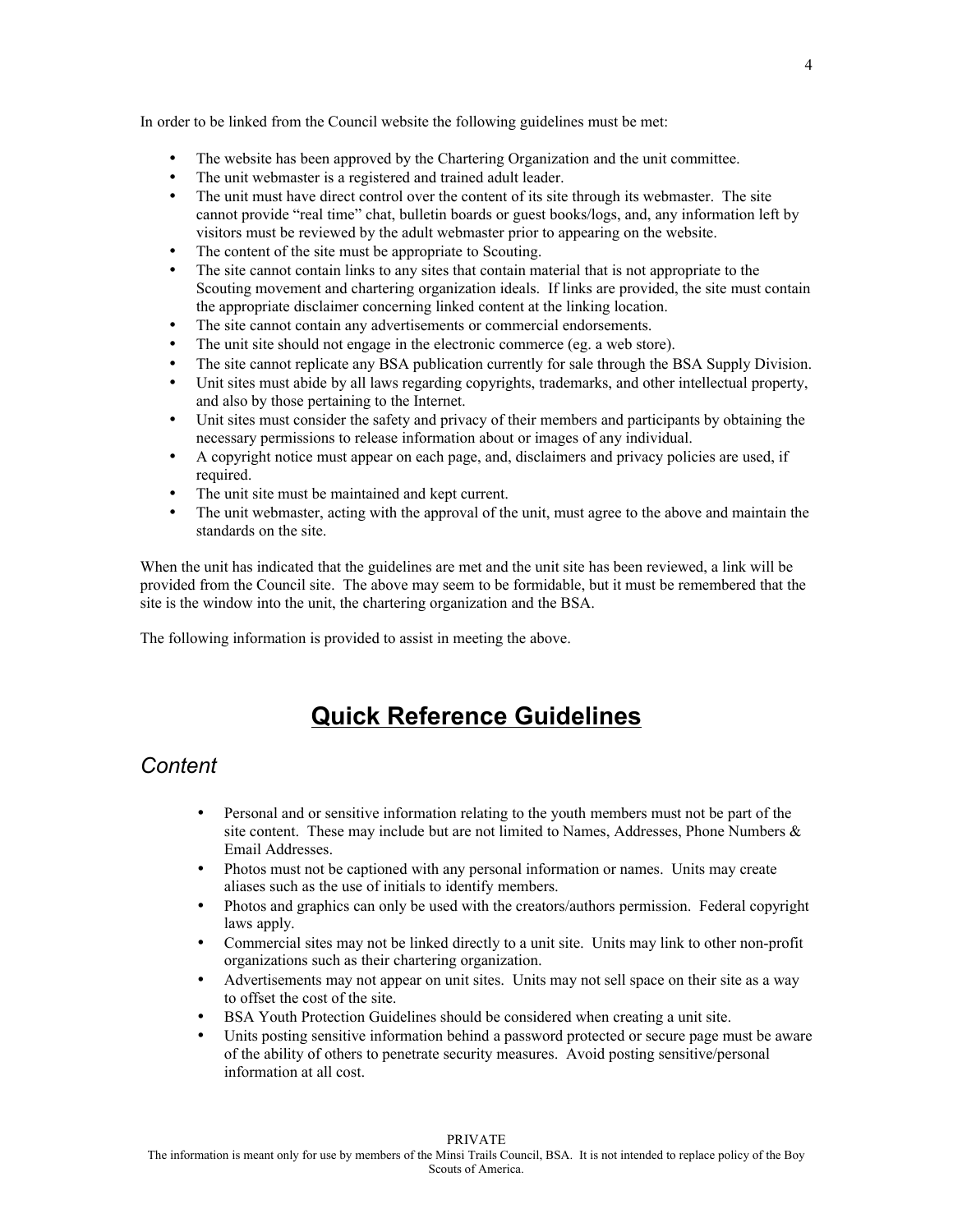In order to be linked from the Council website the following guidelines must be met:

- The website has been approved by the Chartering Organization and the unit committee.
- The unit webmaster is a registered and trained adult leader.
- The unit must have direct control over the content of its site through its webmaster. The site cannot provide "real time" chat, bulletin boards or guest books/logs, and, any information left by visitors must be reviewed by the adult webmaster prior to appearing on the website.
- The content of the site must be appropriate to Scouting.
- The site cannot contain links to any sites that contain material that is not appropriate to the Scouting movement and chartering organization ideals. If links are provided, the site must contain the appropriate disclaimer concerning linked content at the linking location.
- The site cannot contain any advertisements or commercial endorsements.
- The unit site should not engage in the electronic commerce (eg. a web store).
- The site cannot replicate any BSA publication currently for sale through the BSA Supply Division.
- Unit sites must abide by all laws regarding copyrights, trademarks, and other intellectual property, and also by those pertaining to the Internet.
- Unit sites must consider the safety and privacy of their members and participants by obtaining the necessary permissions to release information about or images of any individual.
- A copyright notice must appear on each page, and, disclaimers and privacy policies are used, if required.
- The unit site must be maintained and kept current.
- The unit webmaster, acting with the approval of the unit, must agree to the above and maintain the standards on the site.

When the unit has indicated that the guidelines are met and the unit site has been reviewed, a link will be provided from the Council site. The above may seem to be formidable, but it must be remembered that the site is the window into the unit, the chartering organization and the BSA.

The following information is provided to assist in meeting the above.

# Quick Reference Guidelines

## *Content*

- Personal and or sensitive information relating to the youth members must not be part of the site content. These may include but are not limited to Names, Addresses, Phone Numbers & Email Addresses.
- Photos must not be captioned with any personal information or names. Units may create aliases such as the use of initials to identify members.
- Photos and graphics can only be used with the creators/authors permission. Federal copyright laws apply.
- Commercial sites may not be linked directly to a unit site. Units may link to other non-profit organizations such as their chartering organization.
- Advertisements may not appear on unit sites. Units may not sell space on their site as a way to offset the cost of the site.
- BSA Youth Protection Guidelines should be considered when creating a unit site.
- Units posting sensitive information behind a password protected or secure page must be aware of the ability of others to penetrate security measures. Avoid posting sensitive/personal information at all cost.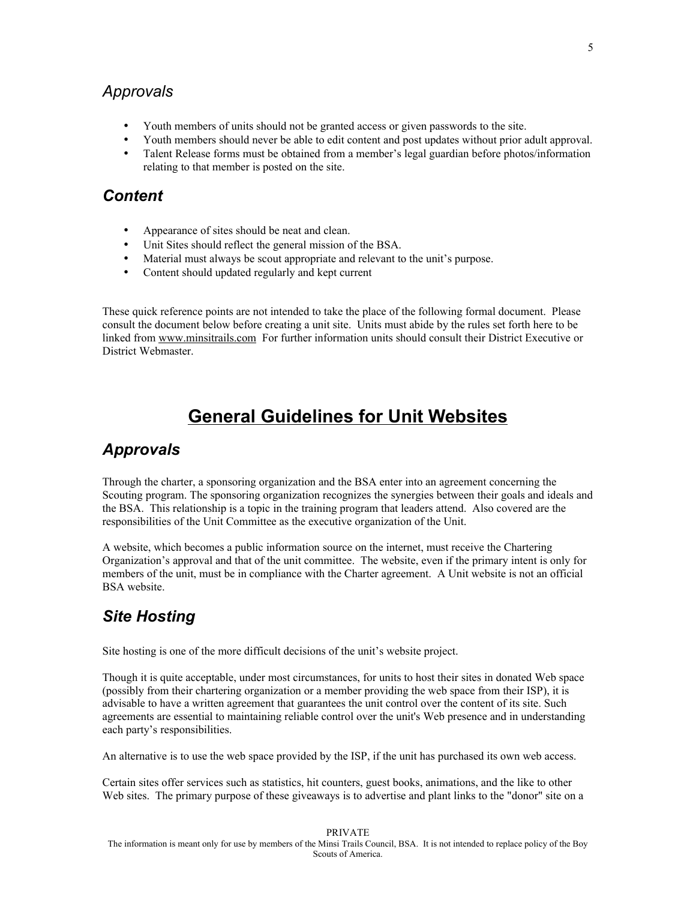### *Approvals*

- Youth members of units should not be granted access or given passwords to the site.
- Youth members should never be able to edit content and post updates without prior adult approval.
- Talent Release forms must be obtained from a member's legal guardian before photos/information relating to that member is posted on the site.

### ***Content***

- Appearance of sites should be neat and clean.
- Unit Sites should reflect the general mission of the BSA.
- Material must always be scout appropriate and relevant to the unit's purpose.
- Content should updated regularly and kept current

These quick reference points are not intended to take the place of the following formal document. Please consult the document below before creating a unit site. Units must abide by the rules set forth here to be linked from www.minsitrails.com For further information units should consult their District Executive or District Webmaster.

# General Guidelines for Unit Websites

## *Approvals*

Through the charter, a sponsoring organization and the BSA enter into an agreement concerning the Scouting program. The sponsoring organization recognizes the synergies between their goals and ideals and the BSA. This relationship is a topic in the training program that leaders attend. Also covered are the responsibilities of the Unit Committee as the executive organization of the Unit.

A website, which becomes a public information source on the internet, must receive the Chartering Organization's approval and that of the unit committee. The website, even if the primary intent is only for members of the unit, must be in compliance with the Charter agreement. A Unit website is not an official BSA website.

## *Site Hosting*

Site hosting is one of the more difficult decisions of the unit's website project.

Though it is quite acceptable, under most circumstances, for units to host their sites in donated Web space (possibly from their chartering organization or a member providing the web space from their ISP), it is advisable to have a written agreement that guarantees the unit control over the content of its site. Such agreements are essential to maintaining reliable control over the unit's Web presence and in understanding each party's responsibilities.

An alternative is to use the web space provided by the ISP, if the unit has purchased its own web access.

Certain sites offer services such as statistics, hit counters, guest books, animations, and the like to other Web sites. The primary purpose of these giveaways is to advertise and plant links to the "donor" site on a

PRIVATE
The information is meant only for use by members of the Minsi Trails Council, BSA. It is not intended to replace policy of the Boy Scouts of America.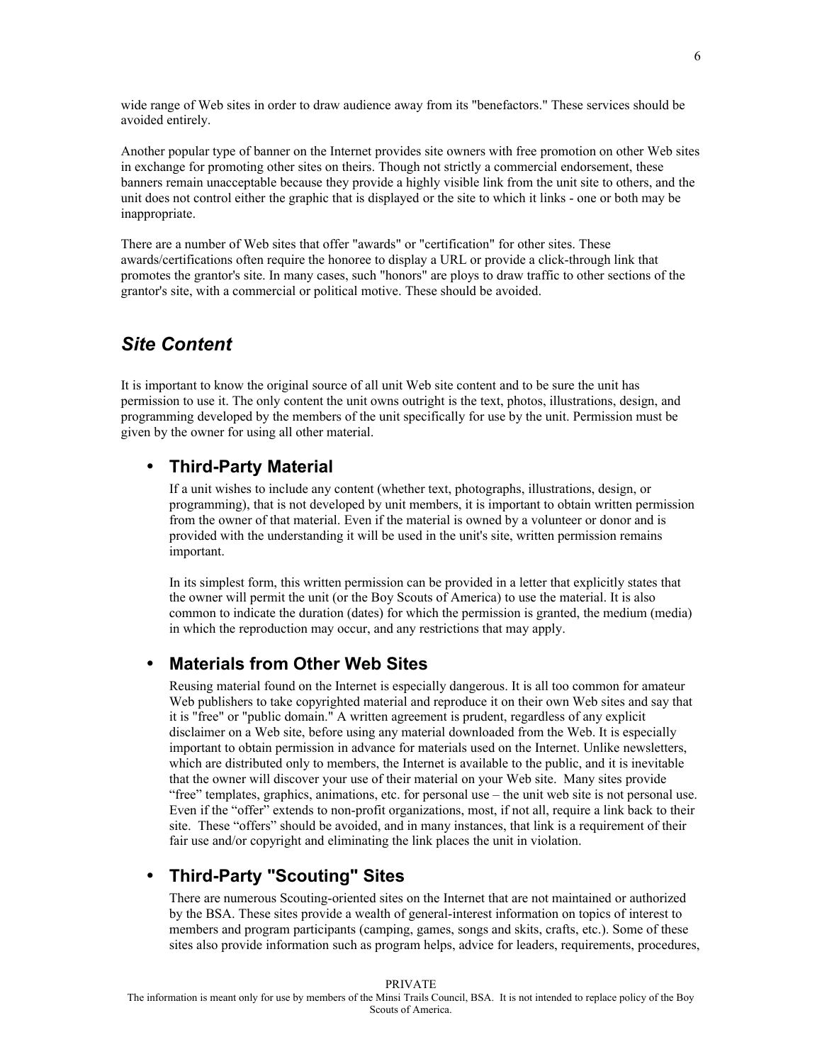wide range of Web sites in order to draw audience away from its "benefactors." These services should be avoided entirely.

Another popular type of banner on the Internet provides site owners with free promotion on other Web sites in exchange for promoting other sites on theirs. Though not strictly a commercial endorsement, these banners remain unacceptable because they provide a highly visible link from the unit site to others, and the unit does not control either the graphic that is displayed or the site to which it links - one or both may be inappropriate.

There are a number of Web sites that offer "awards" or "certification" for other sites. These awards/certifications often require the honoree to display a URL or provide a click-through link that promotes the grantor's site. In many cases, such "honors" are ploys to draw traffic to other sections of the grantor's site, with a commercial or political motive. These should be avoided.

## *Site Content*

It is important to know the original source of all unit Web site content and to be sure the unit has permission to use it. The only content the unit owns outright is the text, photos, illustrations, design, and programming developed by the members of the unit specifically for use by the unit. Permission must be given by the owner for using all other material.

- **Third-Party Material**

  If a unit wishes to include any content (whether text, photographs, illustrations, design, or programming), that is not developed by unit members, it is important to obtain written permission from the owner of that material. Even if the material is owned by a volunteer or donor and is provided with the understanding it will be used in the unit's site, written permission remains important.

  In its simplest form, this written permission can be provided in a letter that explicitly states that the owner will permit the unit (or the Boy Scouts of America) to use the material. It is also common to indicate the duration (dates) for which the permission is granted, the medium (media) in which the reproduction may occur, and any restrictions that may apply.

- **Materials from Other Web Sites**

  Reusing material found on the Internet is especially dangerous. It is all too common for amateur Web publishers to take copyrighted material and reproduce it on their own Web sites and say that it is "free" or "public domain." A written agreement is prudent, regardless of any explicit disclaimer on a Web site, before using any material downloaded from the Web. It is especially important to obtain permission in advance for materials used on the Internet. Unlike newsletters, which are distributed only to members, the Internet is available to the public, and it is inevitable that the owner will discover your use of their material on your Web site. Many sites provide “free” templates, graphics, animations, etc. for personal use – the unit web site is not personal use. Even if the “offer” extends to non-profit organizations, most, if not all, require a link back to their site. These “offers” should be avoided, and in many instances, that link is a requirement of their fair use and/or copyright and eliminating the link places the unit in violation.

- **Third-Party "Scouting" Sites**

  There are numerous Scouting-oriented sites on the Internet that are not maintained or authorized by the BSA. These sites provide a wealth of general-interest information on topics of interest to members and program participants (camping, games, songs and skits, crafts, etc.). Some of these sites also provide information such as program helps, advice for leaders, requirements, procedures,

PRIVATE
The information is meant only for use by members of the Minsi Trails Council, BSA. It is not intended to replace policy of the Boy Scouts of America.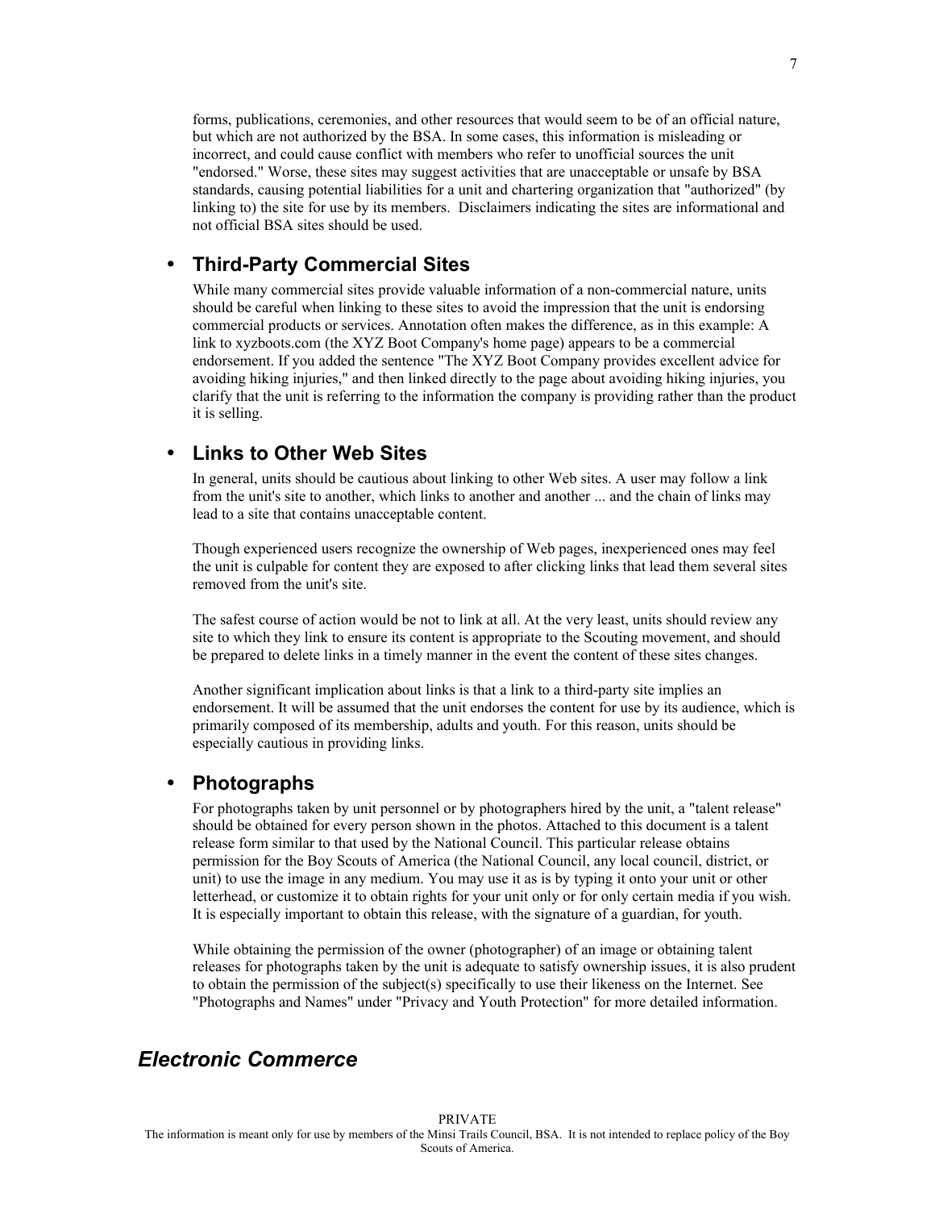forms, publications, ceremonies, and other resources that would seem to be of an official nature, but which are not authorized by the BSA. In some cases, this information is misleading or incorrect, and could cause conflict with members who refer to unofficial sources the unit "endorsed." Worse, these sites may suggest activities that are unacceptable or unsafe by BSA standards, causing potential liabilities for a unit and chartering organization that "authorized" (by linking to) the site for use by its members. Disclaimers indicating the sites are informational and not official BSA sites should be used.

- ### Third-Party Commercial Sites

While many commercial sites provide valuable information of a non-commercial nature, units should be careful when linking to these sites to avoid the impression that the unit is endorsing commercial products or services. Annotation often makes the difference, as in this example: A link to xyzboots.com (the XYZ Boot Company's home page) appears to be a commercial endorsement. If you added the sentence "The XYZ Boot Company provides excellent advice for avoiding hiking injuries," and then linked directly to the page about avoiding hiking injuries, you clarify that the unit is referring to the information the company is providing rather than the product it is selling.

- ### Links to Other Web Sites

In general, units should be cautious about linking to other Web sites. A user may follow a link from the unit's site to another, which links to another and another ... and the chain of links may lead to a site that contains unacceptable content.

Though experienced users recognize the ownership of Web pages, inexperienced ones may feel the unit is culpable for content they are exposed to after clicking links that lead them several sites removed from the unit's site.

The safest course of action would be not to link at all. At the very least, units should review any site to which they link to ensure its content is appropriate to the Scouting movement, and should be prepared to delete links in a timely manner in the event the content of these sites changes.

Another significant implication about links is that a link to a third-party site implies an endorsement. It will be assumed that the unit endorses the content for use by its audience, which is primarily composed of its membership, adults and youth. For this reason, units should be especially cautious in providing links.

- ### Photographs

For photographs taken by unit personnel or by photographers hired by the unit, a "talent release" should be obtained for every person shown in the photos. Attached to this document is a talent release form similar to that used by the National Council. This particular release obtains permission for the Boy Scouts of America (the National Council, any local council, district, or unit) to use the image in any medium. You may use it as is by typing it onto your unit or other letterhead, or customize it to obtain rights for your unit only or for only certain media if you wish. It is especially important to obtain this release, with the signature of a guardian, for youth.

While obtaining the permission of the owner (photographer) of an image or obtaining talent releases for photographs taken by the unit is adequate to satisfy ownership issues, it is also prudent to obtain the permission of the subject(s) specifically to use their likeness on the Internet. See "Photographs and Names" under "Privacy and Youth Protection" for more detailed information.

## *Electronic Commerce*

PRIVATE
The information is meant only for use by members of the Minsi Trails Council, BSA. It is not intended to replace policy of the Boy Scouts of America.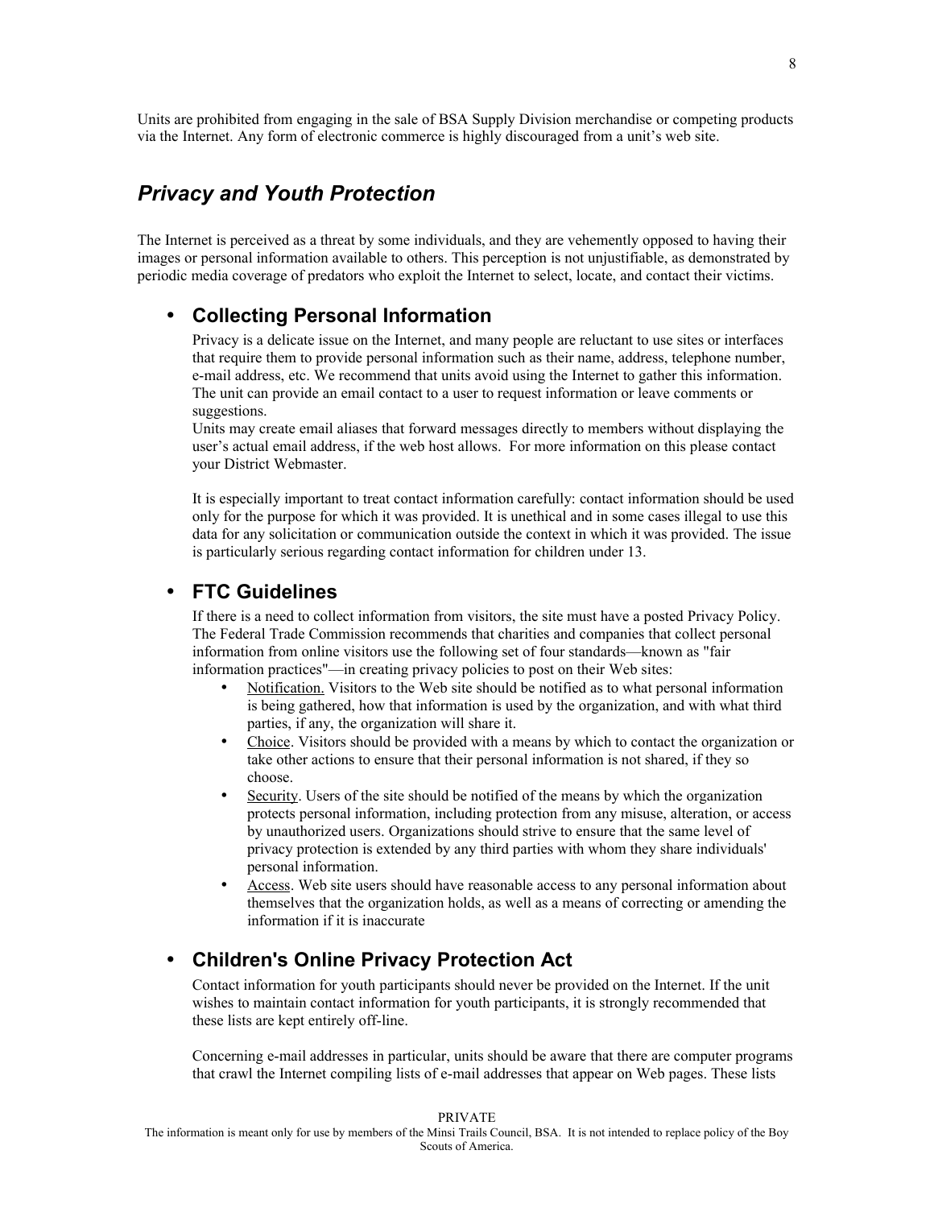Units are prohibited from engaging in the sale of BSA Supply Division merchandise or competing products via the Internet. Any form of electronic commerce is highly discouraged from a unit's web site.

## *Privacy and Youth Protection*

The Internet is perceived as a threat by some individuals, and they are vehemently opposed to having their images or personal information available to others. This perception is not unjustifiable, as demonstrated by periodic media coverage of predators who exploit the Internet to select, locate, and contact their victims.

- ### Collecting Personal Information

  Privacy is a delicate issue on the Internet, and many people are reluctant to use sites or interfaces that require them to provide personal information such as their name, address, telephone number, e-mail address, etc. We recommend that units avoid using the Internet to gather this information. The unit can provide an email contact to a user to request information or leave comments or suggestions.
  Units may create email aliases that forward messages directly to members without displaying the user's actual email address, if the web host allows. For more information on this please contact your District Webmaster.

  It is especially important to treat contact information carefully: contact information should be used only for the purpose for which it was provided. It is unethical and in some cases illegal to use this data for any solicitation or communication outside the context in which it was provided. The issue is particularly serious regarding contact information for children under 13.

- ### FTC Guidelines

  If there is a need to collect information from visitors, the site must have a posted Privacy Policy. The Federal Trade Commission recommends that charities and companies that collect personal information from online visitors use the following set of four standards—known as "fair information practices"—in creating privacy policies to post on their Web sites:

  - Notification. Visitors to the Web site should be notified as to what personal information is being gathered, how that information is used by the organization, and with what third parties, if any, the organization will share it.
  - Choice. Visitors should be provided with a means by which to contact the organization or take other actions to ensure that their personal information is not shared, if they so choose.
  - Security. Users of the site should be notified of the means by which the organization protects personal information, including protection from any misuse, alteration, or access by unauthorized users. Organizations should strive to ensure that the same level of privacy protection is extended by any third parties with whom they share individuals' personal information.
  - Access. Web site users should have reasonable access to any personal information about themselves that the organization holds, as well as a means of correcting or amending the information if it is inaccurate

- ### Children's Online Privacy Protection Act

  Contact information for youth participants should never be provided on the Internet. If the unit wishes to maintain contact information for youth participants, it is strongly recommended that these lists are kept entirely off-line.

  Concerning e-mail addresses in particular, units should be aware that there are computer programs that crawl the Internet compiling lists of e-mail addresses that appear on Web pages. These lists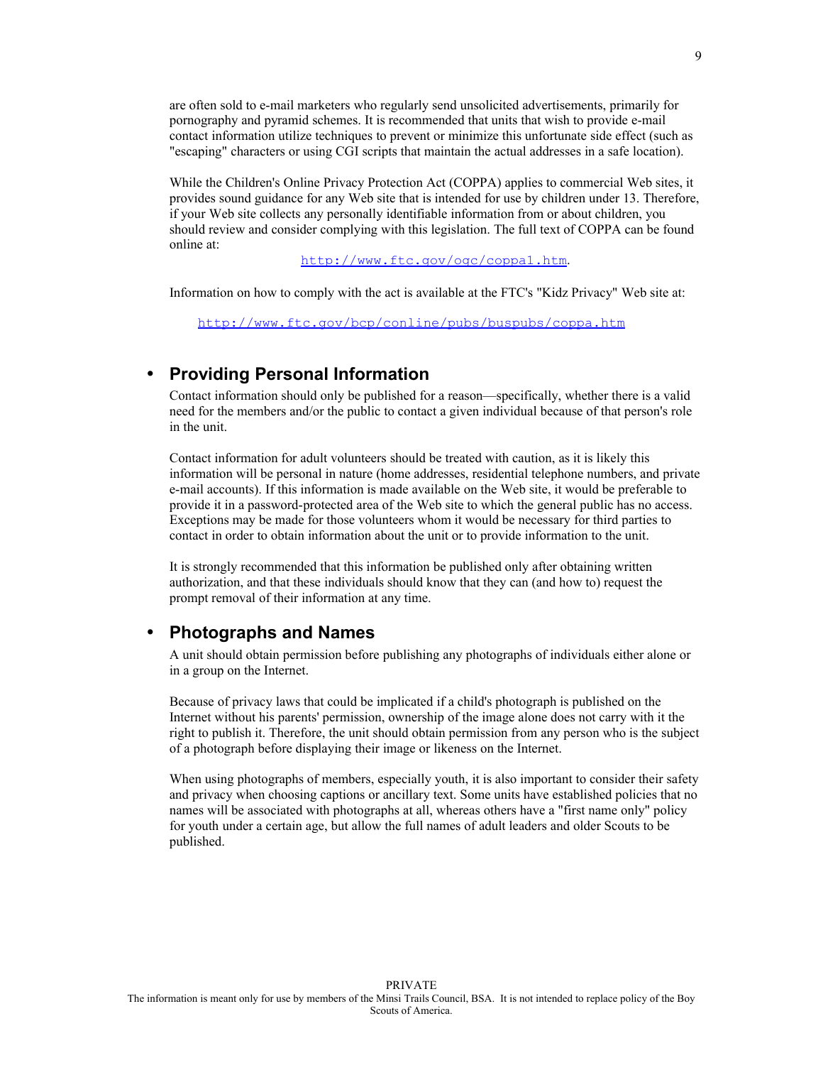are often sold to e-mail marketers who regularly send unsolicited advertisements, primarily for pornography and pyramid schemes. It is recommended that units that wish to provide e-mail contact information utilize techniques to prevent or minimize this unfortunate side effect (such as "escaping" characters or using CGI scripts that maintain the actual addresses in a safe location).

While the Children's Online Privacy Protection Act (COPPA) applies to commercial Web sites, it provides sound guidance for any Web site that is intended for use by children under 13. Therefore, if your Web site collects any personally identifiable information from or about children, you should review and consider complying with this legislation. The full text of COPPA can be found online at:

http://www.ftc.gov/ogc/coppa1.htm.

Information on how to comply with the act is available at the FTC's "Kidz Privacy" Web site at:

http://www.ftc.gov/bcp/conline/pubs/buspubs/coppa.htm

- ## Providing Personal Information

Contact information should only be published for a reason—specifically, whether there is a valid need for the members and/or the public to contact a given individual because of that person's role in the unit.

Contact information for adult volunteers should be treated with caution, as it is likely this information will be personal in nature (home addresses, residential telephone numbers, and private e-mail accounts). If this information is made available on the Web site, it would be preferable to provide it in a password-protected area of the Web site to which the general public has no access. Exceptions may be made for those volunteers whom it would be necessary for third parties to contact in order to obtain information about the unit or to provide information to the unit.

It is strongly recommended that this information be published only after obtaining written authorization, and that these individuals should know that they can (and how to) request the prompt removal of their information at any time.

- ## Photographs and Names

A unit should obtain permission before publishing any photographs of individuals either alone or in a group on the Internet.

Because of privacy laws that could be implicated if a child's photograph is published on the Internet without his parents' permission, ownership of the image alone does not carry with it the right to publish it. Therefore, the unit should obtain permission from any person who is the subject of a photograph before displaying their image or likeness on the Internet.

When using photographs of members, especially youth, it is also important to consider their safety and privacy when choosing captions or ancillary text. Some units have established policies that no names will be associated with photographs at all, whereas others have a "first name only" policy for youth under a certain age, but allow the full names of adult leaders and older Scouts to be published.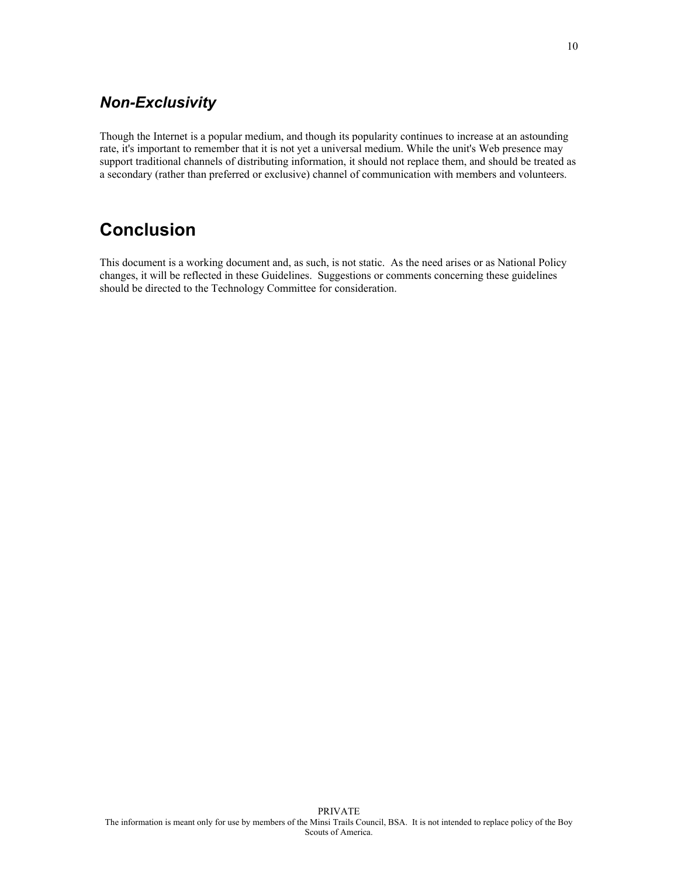### *Non-Exclusivity*

Though the Internet is a popular medium, and though its popularity continues to increase at an astounding rate, it's important to remember that it is not yet a universal medium. While the unit's Web presence may support traditional channels of distributing information, it should not replace them, and should be treated as a secondary (rather than preferred or exclusive) channel of communication with members and volunteers.

## Conclusion

This document is a working document and, as such, is not static.  As the need arises or as National Policy changes, it will be reflected in these Guidelines.  Suggestions or comments concerning these guidelines should be directed to the Technology Committee for consideration.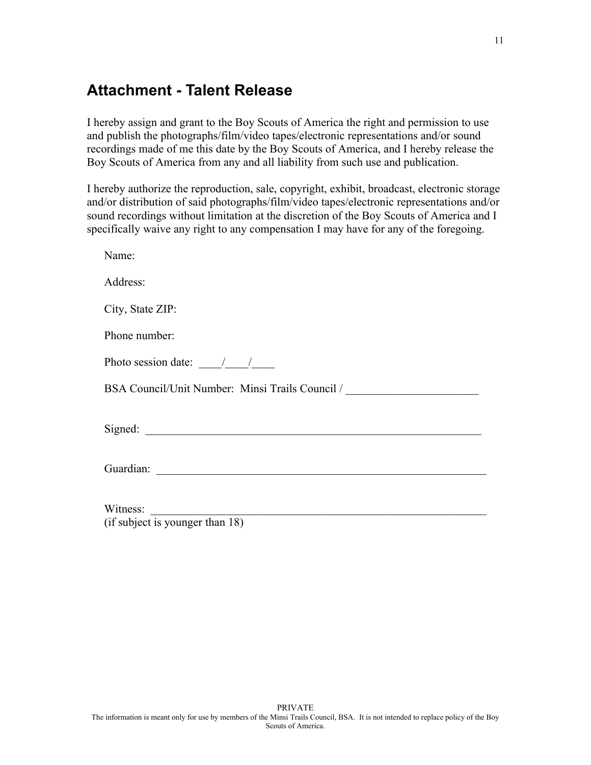## Attachment - Talent Release

I hereby assign and grant to the Boy Scouts of America the right and permission to use and publish the photographs/film/video tapes/electronic representations and/or sound recordings made of me this date by the Boy Scouts of America, and I hereby release the Boy Scouts of America from any and all liability from such use and publication.

I hereby authorize the reproduction, sale, copyright, exhibit, broadcast, electronic storage and/or distribution of said photographs/film/video tapes/electronic representations and/or sound recordings without limitation at the discretion of the Boy Scouts of America and I specifically waive any right to any compensation I may have for any of the foregoing.

Name:

Address:

City, State ZIP:

Phone number:

Photo session date: ____/____/____

BSA Council/Unit Number: Minsi Trails Council / ________________________

Signed: ____________________________________________________________

Guardian: ____________________________________________________________

Witness: ____________________________________________________________
(if subject is younger than 18)

PRIVATE
The information is meant only for use by members of the Minsi Trails Council, BSA. It is not intended to replace policy of the Boy Scouts of America.